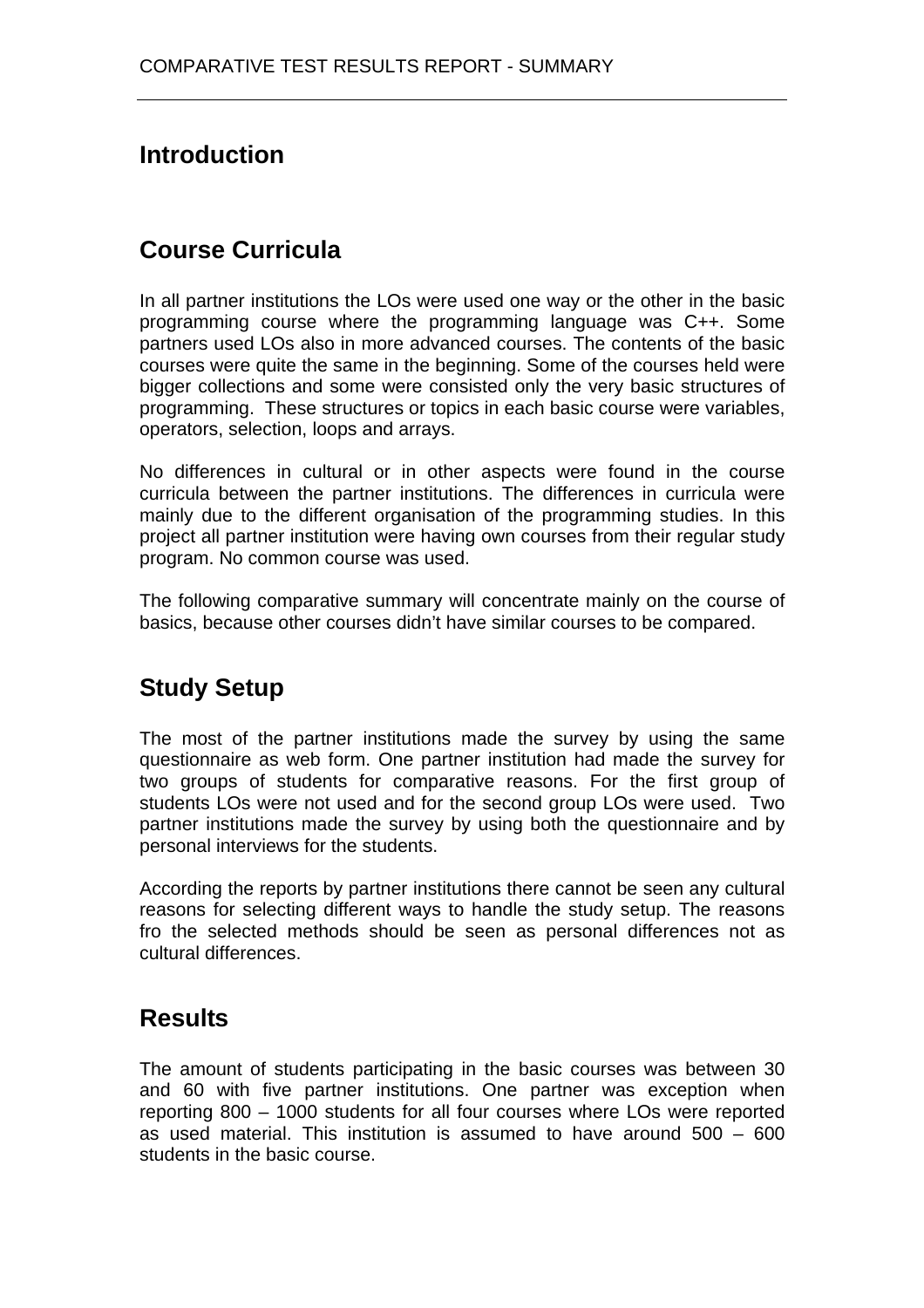## Introduction

## Course Curricula

In all partner institutions the LOs were used one way or the other in the basic programming course where the programming language was C++. Some partners used LOs also in more advanced courses. The contents of the basic courses were quite the same in the beginning. Some of the courses held were bigger collections and some were consisted only the very basic structures of programming. These structures or topics in each basic course were variables, operators, selection, loops and arrays.

No differences in cultural or in other aspects were found in the course curricula between the partner institutions. The differences in curricula were mainly due to the different organisation of the programming studies. In this project all partner institution were having own courses from their regular study program. No common course was used.

The following comparative summary will concentrate mainly on the course of basics, because other courses didn't have similar courses to be compared.

## Study Setup

The most of the partner institutions made the survey by using the same questionnaire as web form. One partner institution had made the survey for two groups of students for comparative reasons. For the first group of students LOs were not used and for the second group LOs were used. Two partner institutions made the survey by using both the questionnaire and by personal interviews for the students.

According the reports by partner institutions there cannot be seen any cultural reasons for selecting different ways to handle the study setup. The reasons fro the selected methods should be seen as personal differences not as cultural differences.

## Results

The amount of students participating in the basic courses was between 30 and 60 with five partner institutions. One partner was exception when reporting 800 – 1000 students for all four courses where LOs were reported as used material. This institution is assumed to have around 500 – 600 students in the basic course.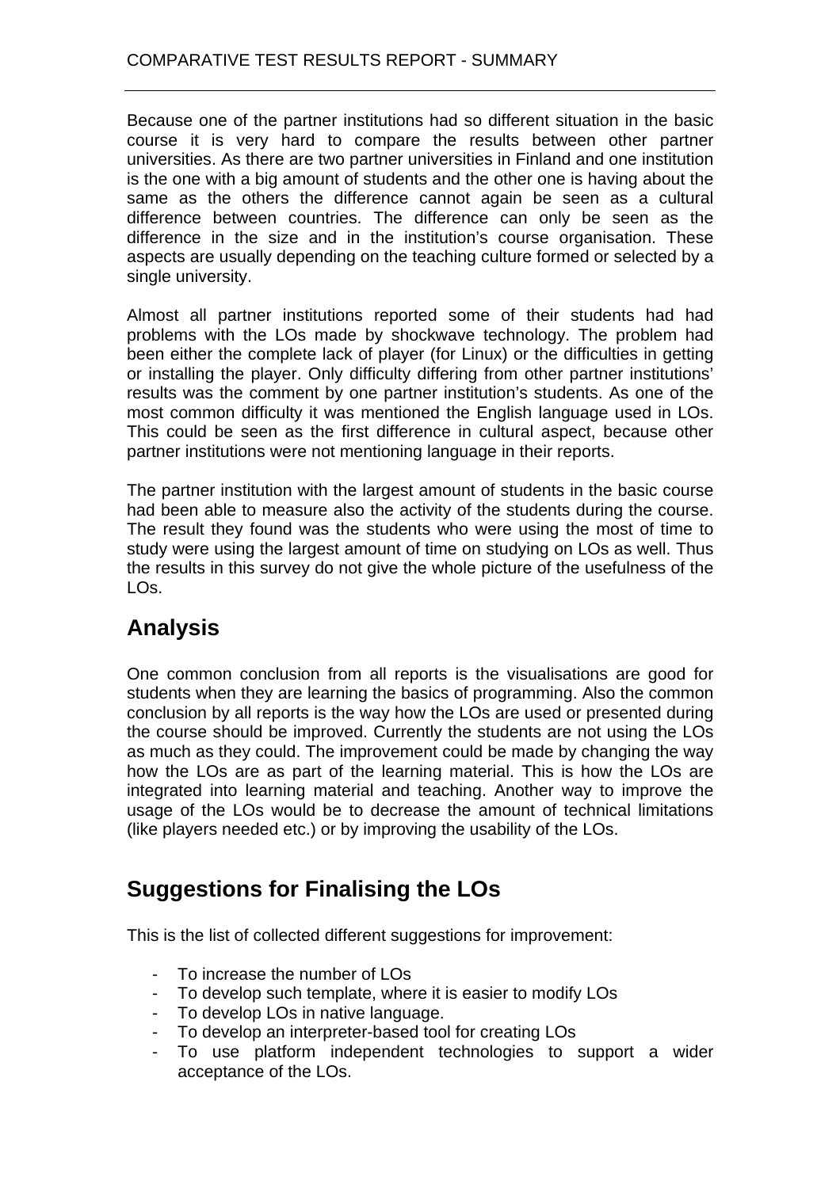Because one of the partner institutions had so different situation in the basic course it is very hard to compare the results between other partner universities. As there are two partner universities in Finland and one institution is the one with a big amount of students and the other one is having about the same as the others the difference cannot again be seen as a cultural difference between countries. The difference can only be seen as the difference in the size and in the institution's course organisation. These aspects are usually depending on the teaching culture formed or selected by a single university.

Almost all partner institutions reported some of their students had had problems with the LOs made by shockwave technology. The problem had been either the complete lack of player (for Linux) or the difficulties in getting or installing the player. Only difficulty differing from other partner institutions' results was the comment by one partner institution's students. As one of the most common difficulty it was mentioned the English language used in LOs. This could be seen as the first difference in cultural aspect, because other partner institutions were not mentioning language in their reports.

The partner institution with the largest amount of students in the basic course had been able to measure also the activity of the students during the course. The result they found was the students who were using the most of time to study were using the largest amount of time on studying on LOs as well. Thus the results in this survey do not give the whole picture of the usefulness of the LOs.

## Analysis

One common conclusion from all reports is the visualisations are good for students when they are learning the basics of programming. Also the common conclusion by all reports is the way how the LOs are used or presented during the course should be improved. Currently the students are not using the LOs as much as they could. The improvement could be made by changing the way how the LOs are as part of the learning material. This is how the LOs are integrated into learning material and teaching. Another way to improve the usage of the LOs would be to decrease the amount of technical limitations (like players needed etc.) or by improving the usability of the LOs.

## Suggestions for Finalising the LOs

This is the list of collected different suggestions for improvement:

- To increase the number of LOs
- To develop such template, where it is easier to modify LOs
- To develop LOs in native language.
- To develop an interpreter-based tool for creating LOs
- To use platform independent technologies to support a wider acceptance of the LOs.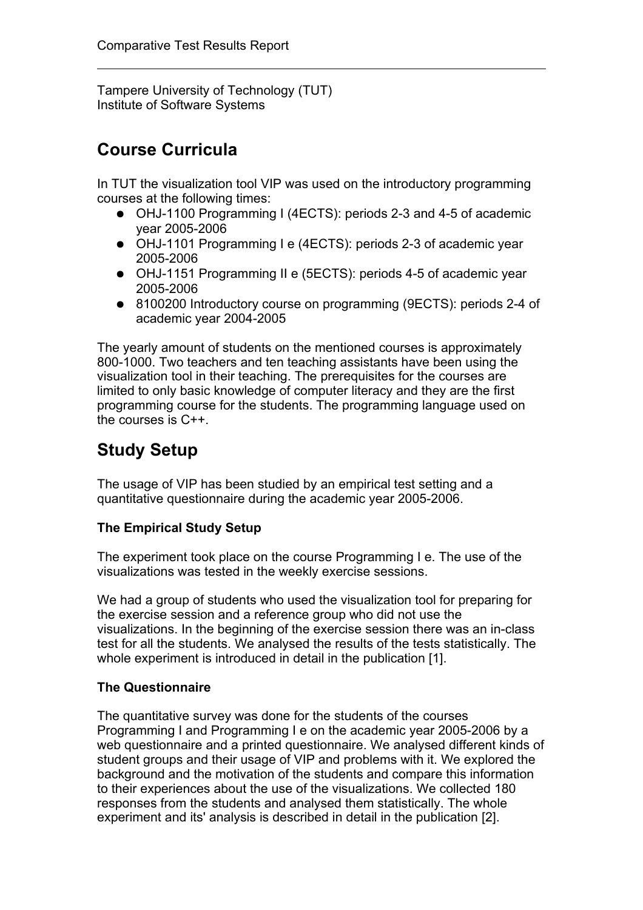Tampere University of Technology (TUT)
Institute of Software Systems

## Course Curricula

In TUT the visualization tool VIP was used on the introductory programming courses at the following times:

- OHJ-1100 Programming I (4ECTS): periods 2-3 and 4-5 of academic year 2005-2006
- OHJ-1101 Programming I e (4ECTS): periods 2-3 of academic year 2005-2006
- OHJ-1151 Programming II e (5ECTS): periods 4-5 of academic year 2005-2006
- 8100200 Introductory course on programming (9ECTS): periods 2-4 of academic year 2004-2005

The yearly amount of students on the mentioned courses is approximately 800-1000. Two teachers and ten teaching assistants have been using the visualization tool in their teaching. The prerequisites for the courses are limited to only basic knowledge of computer literacy and they are the first programming course for the students. The programming language used on the courses is C++.

## Study Setup

The usage of VIP has been studied by an empirical test setting and a quantitative questionnaire during the academic year 2005-2006.

**The Empirical Study Setup**

The experiment took place on the course Programming I e. The use of the visualizations was tested in the weekly exercise sessions.

We had a group of students who used the visualization tool for preparing for the exercise session and a reference group who did not use the visualizations. In the beginning of the exercise session there was an in-class test for all the students. We analysed the results of the tests statistically. The whole experiment is introduced in detail in the publication [1].

**The Questionnaire**

The quantitative survey was done for the students of the courses Programming I and Programming I e on the academic year 2005-2006 by a web questionnaire and a printed questionnaire. We analysed different kinds of student groups and their usage of VIP and problems with it. We explored the background and the motivation of the students and compare this information to their experiences about the use of the visualizations. We collected 180 responses from the students and analysed them statistically. The whole experiment and its' analysis is described in detail in the publication [2].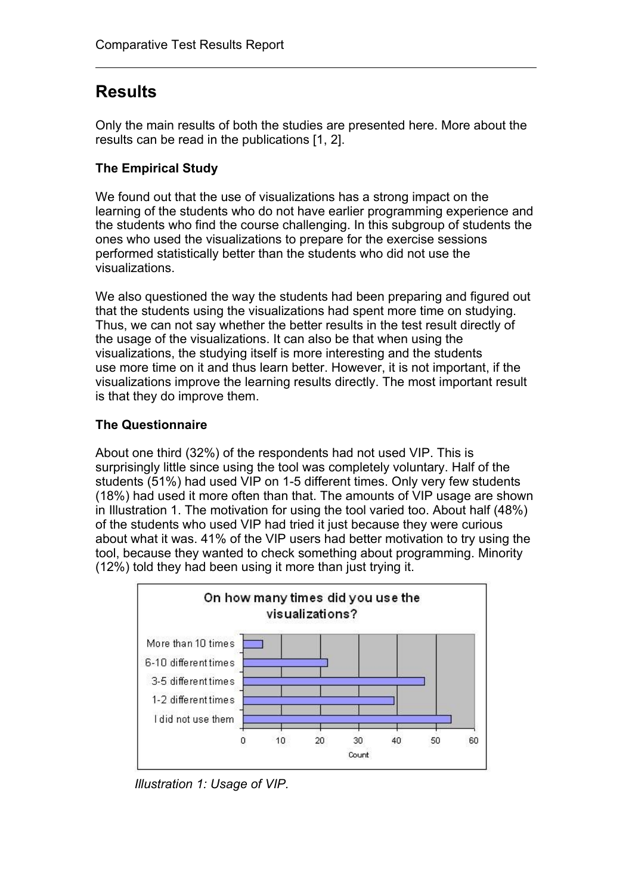# Results

Only the main results of both the studies are presented here. More about the results can be read in the publications [1, 2].

**The Empirical Study**

We found out that the use of visualizations has a strong impact on the learning of the students who do not have earlier programming experience and the students who find the course challenging. In this subgroup of students the ones who used the visualizations to prepare for the exercise sessions performed statistically better than the students who did not use the visualizations.

We also questioned the way the students had been preparing and figured out that the students using the visualizations had spent more time on studying. Thus, we can not say whether the better results in the test result directly of the usage of the visualizations. It can also be that when using the visualizations, the studying itself is more interesting and the students use more time on it and thus learn better. However, it is not important, if the visualizations improve the learning results directly. The most important result is that they do improve them.

**The Questionnaire**

About one third (32%) of the respondents had not used VIP. This is surprisingly little since using the tool was completely voluntary. Half of the students (51%) had used VIP on 1-5 different times. Only very few students (18%) had used it more often than that. The amounts of VIP usage are shown in Illustration 1. The motivation for using the tool varied too. About half (48%) of the students who used VIP had tried it just because they were curious about what it was. 41% of the VIP users had better motivation to try using the tool, because they wanted to check something about programming. Minority (12%) told they had been using it more than just trying it.

*Illustration 1: Usage of VIP.*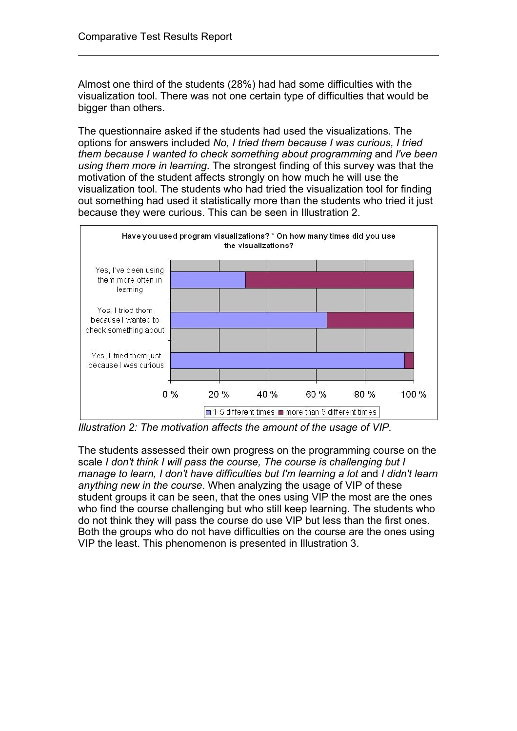Almost one third of the students (28%) had had some difficulties with the visualization tool. There was not one certain type of difficulties that would be bigger than others.

The questionnaire asked if the students had used the visualizations. The options for answers included *No, I tried them because I was curious, I tried them because I wanted to check something about programming* and *I've been using them more in learning*. The strongest finding of this survey was that the motivation of the student affects strongly on how much he will use the visualization tool. The students who had tried the visualization tool for finding out something had used it statistically more than the students who tried it just because they were curious. This can be seen in Illustration 2.

*Illustration 2: The motivation affects the amount of the usage of VIP.*

The students assessed their own progress on the programming course on the scale *I don't think I will pass the course, The course is challenging but I manage to learn, I don't have difficulties but I'm learning a lot* and *I didn't learn anything new in the course*. When analyzing the usage of VIP of these student groups it can be seen, that the ones using VIP the most are the ones who find the course challenging but who still keep learning. The students who do not think they will pass the course do use VIP but less than the first ones. Both the groups who do not have difficulties on the course are the ones using VIP the least. This phenomenon is presented in Illustration 3.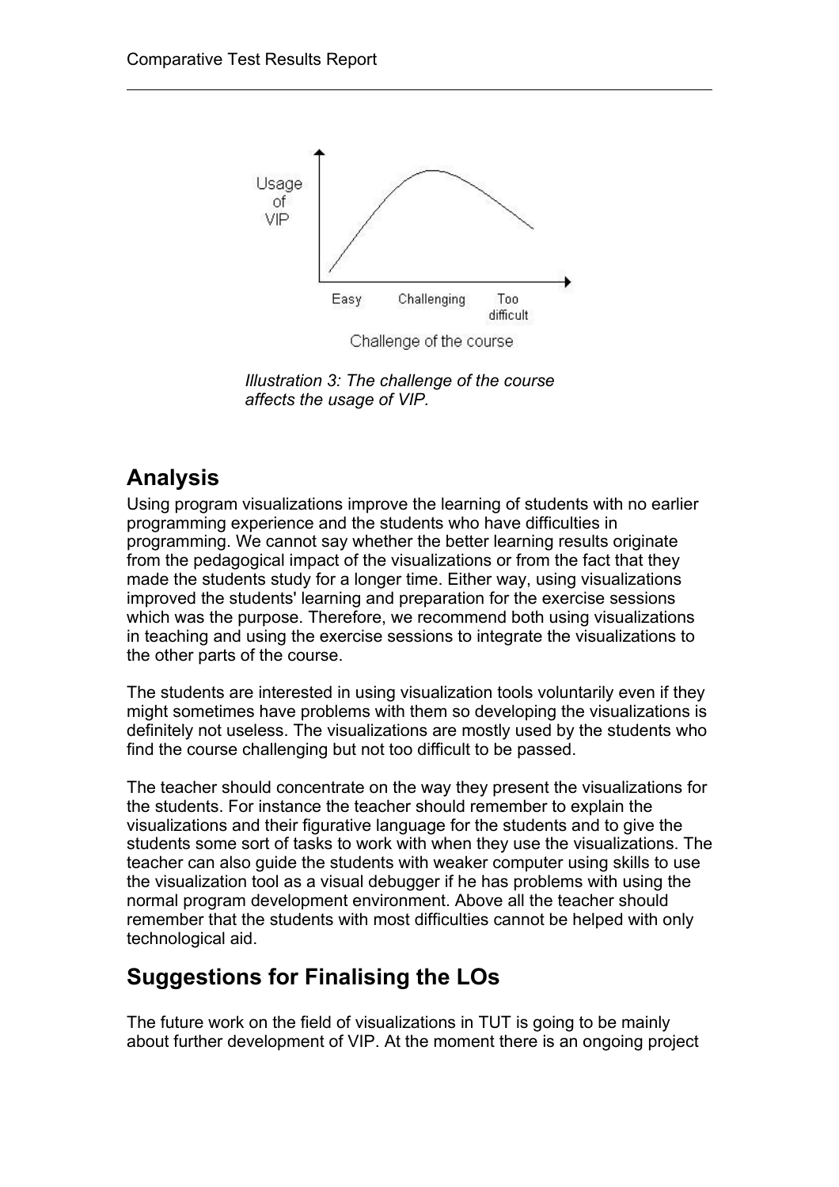Illustration 3: The challenge of the course affects the usage of VIP.

## Analysis

Using program visualizations improve the learning of students with no earlier programming experience and the students who have difficulties in programming. We cannot say whether the better learning results originate from the pedagogical impact of the visualizations or from the fact that they made the students study for a longer time. Either way, using visualizations improved the students' learning and preparation for the exercise sessions which was the purpose. Therefore, we recommend both using visualizations in teaching and using the exercise sessions to integrate the visualizations to the other parts of the course.

The students are interested in using visualization tools voluntarily even if they might sometimes have problems with them so developing the visualizations is definitely not useless. The visualizations are mostly used by the students who find the course challenging but not too difficult to be passed.

The teacher should concentrate on the way they present the visualizations for the students. For instance the teacher should remember to explain the visualizations and their figurative language for the students and to give the students some sort of tasks to work with when they use the visualizations. The teacher can also guide the students with weaker computer using skills to use the visualization tool as a visual debugger if he has problems with using the normal program development environment. Above all the teacher should remember that the students with most difficulties cannot be helped with only technological aid.

## Suggestions for Finalising the LOs

The future work on the field of visualizations in TUT is going to be mainly about further development of VIP. At the moment there is an ongoing project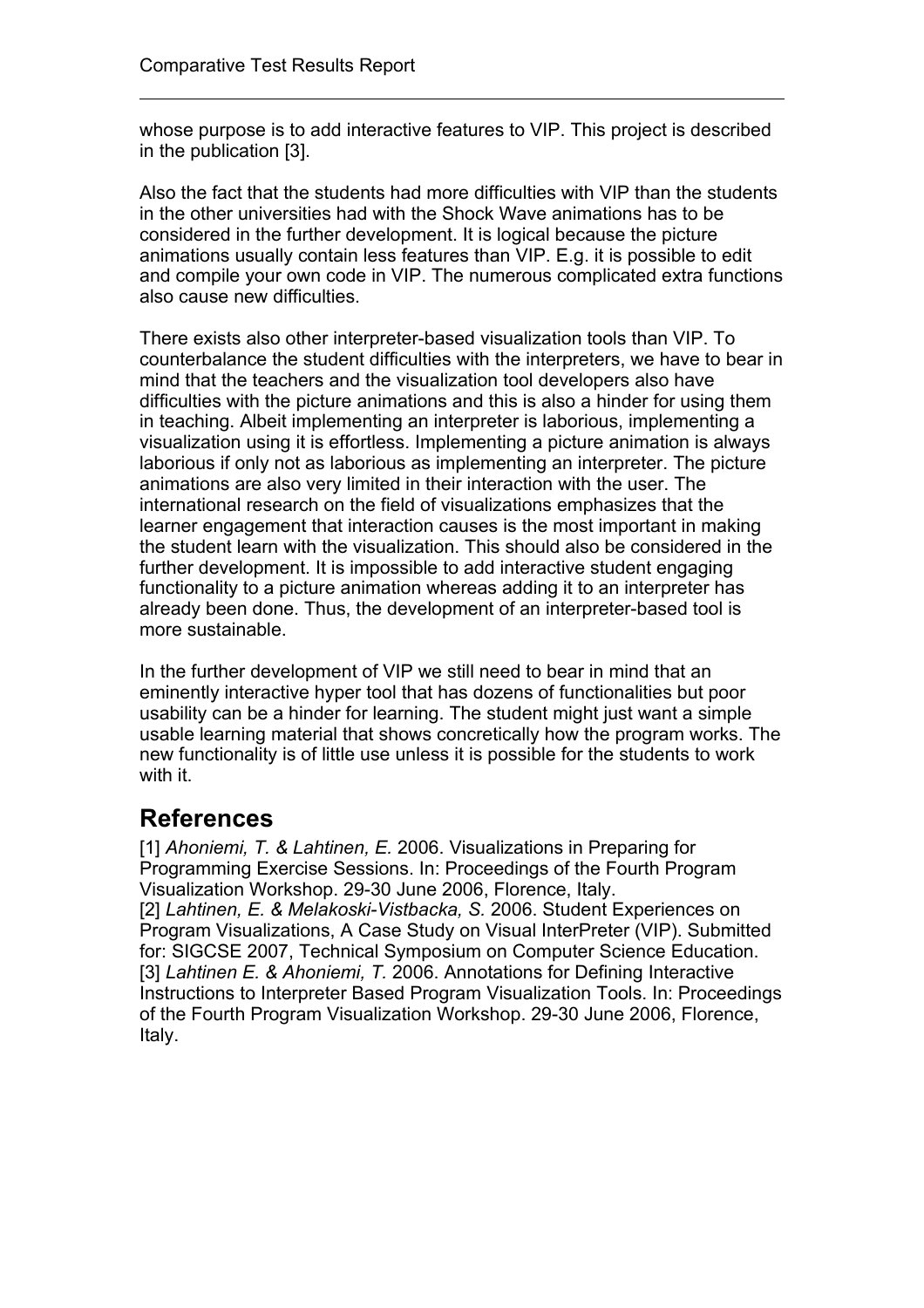whose purpose is to add interactive features to VIP. This project is described in the publication [3].

Also the fact that the students had more difficulties with VIP than the students in the other universities had with the Shock Wave animations has to be considered in the further development. It is logical because the picture animations usually contain less features than VIP. E.g. it is possible to edit and compile your own code in VIP. The numerous complicated extra functions also cause new difficulties.

There exists also other interpreter-based visualization tools than VIP. To counterbalance the student difficulties with the interpreters, we have to bear in mind that the teachers and the visualization tool developers also have difficulties with the picture animations and this is also a hinder for using them in teaching. Albeit implementing an interpreter is laborious, implementing a visualization using it is effortless. Implementing a picture animation is always laborious if only not as laborious as implementing an interpreter. The picture animations are also very limited in their interaction with the user. The international research on the field of visualizations emphasizes that the learner engagement that interaction causes is the most important in making the student learn with the visualization. This should also be considered in the further development. It is impossible to add interactive student engaging functionality to a picture animation whereas adding it to an interpreter has already been done. Thus, the development of an interpreter-based tool is more sustainable.

In the further development of VIP we still need to bear in mind that an eminently interactive hyper tool that has dozens of functionalities but poor usability can be a hinder for learning. The student might just want a simple usable learning material that shows concretically how the program works. The new functionality is of little use unless it is possible for the students to work with it.

## References

[1] *Ahoniemi, T. & Lahtinen, E.* 2006. Visualizations in Preparing for Programming Exercise Sessions. In: Proceedings of the Fourth Program Visualization Workshop. 29-30 June 2006, Florence, Italy.
[2] *Lahtinen, E. & Melakoski-Vistbacka, S.* 2006. Student Experiences on Program Visualizations, A Case Study on Visual InterPreter (VIP). Submitted for: SIGCSE 2007, Technical Symposium on Computer Science Education.
[3] *Lahtinen E. & Ahoniemi, T.* 2006. Annotations for Defining Interactive Instructions to Interpreter Based Program Visualization Tools. In: Proceedings of the Fourth Program Visualization Workshop. 29-30 June 2006, Florence, Italy.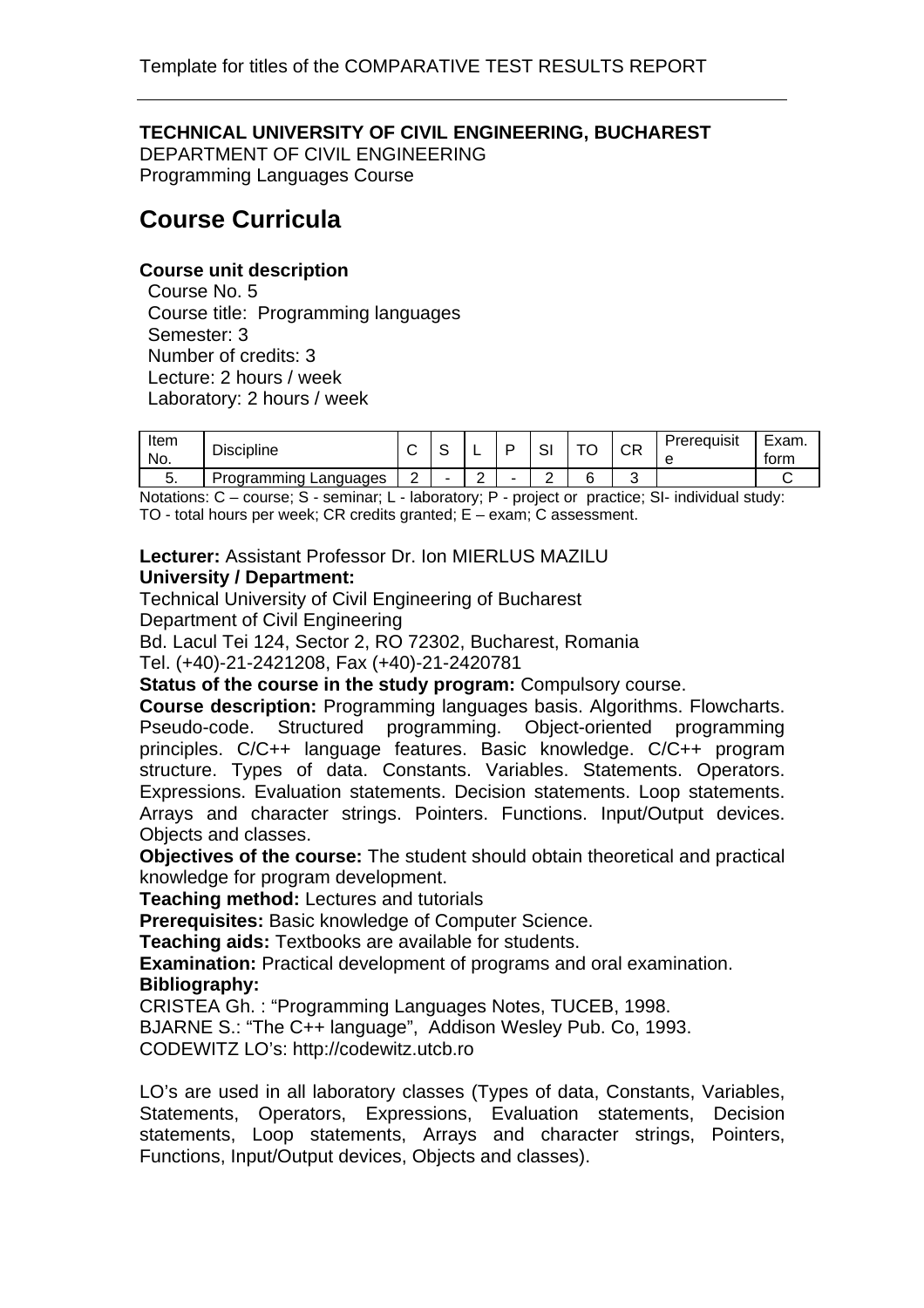TECHNICAL UNIVERSITY OF CIVIL ENGINEERING, BUCHAREST
DEPARTMENT OF CIVIL ENGINEERING
Programming Languages Course

## Course Curricula

**Course unit description**

Course No. 5
Course title: Programming languages
Semester: 3
Number of credits: 3
Lecture: 2 hours / week
Laboratory: 2 hours / week

| Item No. | Discipline | C | S | L | P | SI | TO | CR | Prerequisite | Exam. form |
|---|---|---|---|---|---|---|---|---|---|---|
| 5. | Programming Languages | 2 | - | 2 | - | 2 | 6 | 3 | | C |

Notations: C – course; S - seminar; L - laboratory; P - project or practice; SI- individual study: TO - total hours per week; CR credits granted; E – exam; C assessment.

**Lecturer:** Assistant Professor Dr. Ion MIERLUS MAZILU
**University / Department:**
Technical University of Civil Engineering of Bucharest
Department of Civil Engineering
Bd. Lacul Tei 124, Sector 2, RO 72302, Bucharest, Romania
Tel. (+40)-21-2421208, Fax (+40)-21-2420781

**Status of the course in the study program:** Compulsory course.

**Course description:** Programming languages basis. Algorithms. Flowcharts. Pseudo-code. Structured programming. Object-oriented programming principles. C/C++ language features. Basic knowledge. C/C++ program structure. Types of data. Constants. Variables. Statements. Operators. Expressions. Evaluation statements. Decision statements. Loop statements. Arrays and character strings. Pointers. Functions. Input/Output devices. Objects and classes.

**Objectives of the course:** The student should obtain theoretical and practical knowledge for program development.

**Teaching method:** Lectures and tutorials

**Prerequisites:** Basic knowledge of Computer Science.

**Teaching aids:** Textbooks are available for students.

**Examination:** Practical development of programs and oral examination.

**Bibliography:**
CRISTEA Gh. : “Programming Languages Notes, TUCEB, 1998.
BJARNE S.: “The C++ language”, Addison Wesley Pub. Co, 1993.
CODEWITZ LO’s: http://codewitz.utcb.ro

LO’s are used in all laboratory classes (Types of data, Constants, Variables, Statements, Operators, Expressions, Evaluation statements, Decision statements, Loop statements, Arrays and character strings, Pointers, Functions, Input/Output devices, Objects and classes).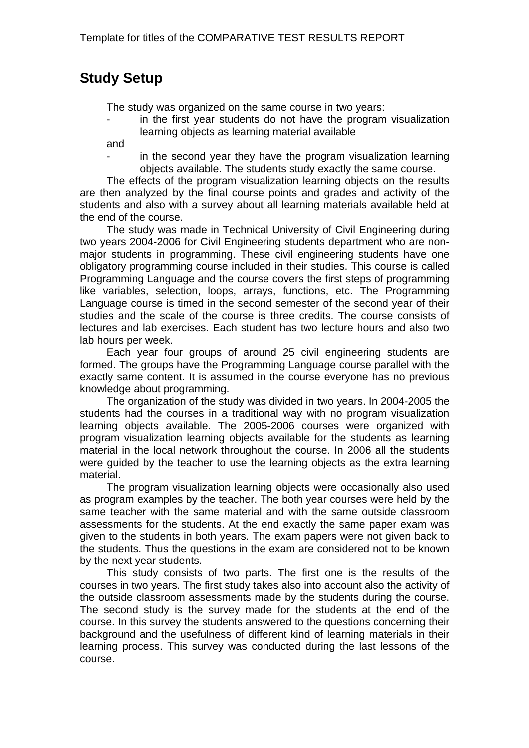## Study Setup

The study was organized on the same course in two years:

- in the first year students do not have the program visualization learning objects as learning material available

and

- in the second year they have the program visualization learning objects available. The students study exactly the same course.

The effects of the program visualization learning objects on the results are then analyzed by the final course points and grades and activity of the students and also with a survey about all learning materials available held at the end of the course.

The study was made in Technical University of Civil Engineering during two years 2004-2006 for Civil Engineering students department who are non-major students in programming. These civil engineering students have one obligatory programming course included in their studies. This course is called Programming Language and the course covers the first steps of programming like variables, selection, loops, arrays, functions, etc. The Programming Language course is timed in the second semester of the second year of their studies and the scale of the course is three credits. The course consists of lectures and lab exercises. Each student has two lecture hours and also two lab hours per week.

Each year four groups of around 25 civil engineering students are formed. The groups have the Programming Language course parallel with the exactly same content. It is assumed in the course everyone has no previous knowledge about programming.

The organization of the study was divided in two years. In 2004-2005 the students had the courses in a traditional way with no program visualization learning objects available. The 2005-2006 courses were organized with program visualization learning objects available for the students as learning material in the local network throughout the course. In 2006 all the students were guided by the teacher to use the learning objects as the extra learning material.

The program visualization learning objects were occasionally also used as program examples by the teacher. The both year courses were held by the same teacher with the same material and with the same outside classroom assessments for the students. At the end exactly the same paper exam was given to the students in both years. The exam papers were not given back to the students. Thus the questions in the exam are considered not to be known by the next year students.

This study consists of two parts. The first one is the results of the courses in two years. The first study takes also into account also the activity of the outside classroom assessments made by the students during the course. The second study is the survey made for the students at the end of the course. In this survey the students answered to the questions concerning their background and the usefulness of different kind of learning materials in their learning process. This survey was conducted during the last lessons of the course.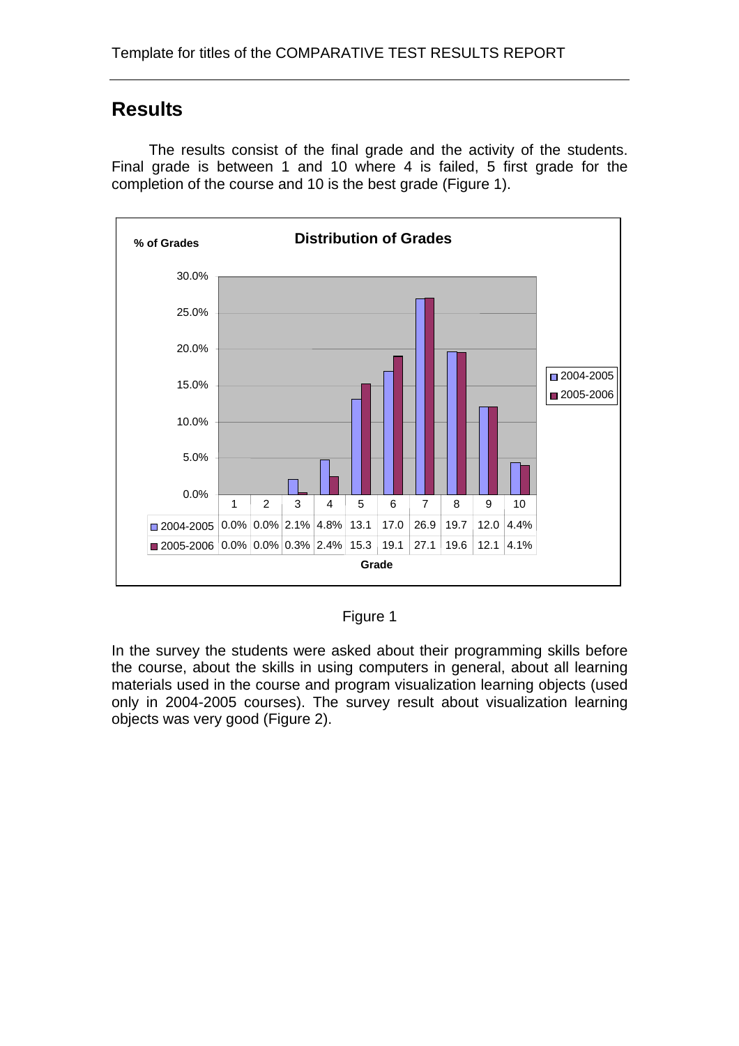## Results

The results consist of the final grade and the activity of the students. Final grade is between 1 and 10 where 4 is failed, 5 first grade for the completion of the course and 10 is the best grade (Figure 1).

**Distribution of Grades**

| Grade | 1 | 2 | 3 | 4 | 5 | 6 | 7 | 8 | 9 | 10 |
|---|---|---|---|---|---|---|---|---|---|---|
| 2004-2005 | 0.0% | 0.0% | 2.1% | 4.8% | 13.1 | 17.0 | 26.9 | 19.7 | 12.0 | 4.4% |
| 2005-2006 | 0.0% | 0.0% | 0.3% | 2.4% | 15.3 | 19.1 | 27.1 | 19.6 | 12.1 | 4.1% |

Figure 1

In the survey the students were asked about their programming skills before the course, about the skills in using computers in general, about all learning materials used in the course and program visualization learning objects (used only in 2004-2005 courses). The survey result about visualization learning objects was very good (Figure 2).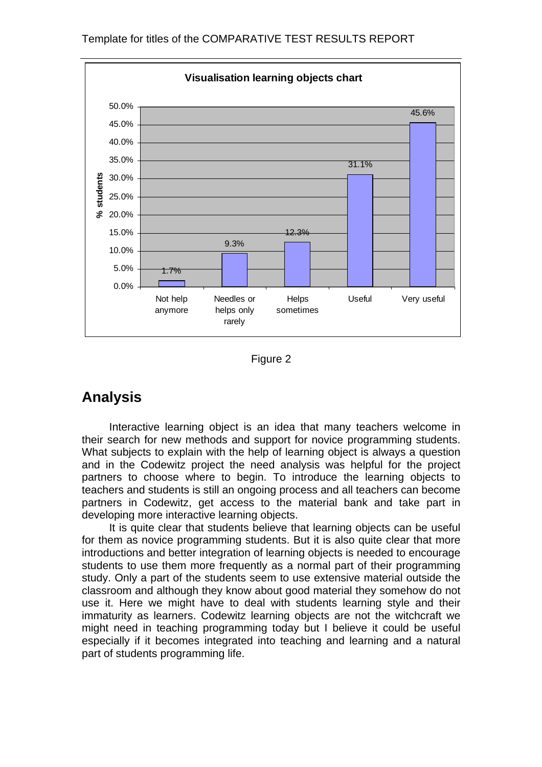**Visualisation learning objects chart**

| Response | % students |
|---|---|
| Not help anymore | 1.7% |
| Needles or helps only rarely | 9.3% |
| Helps sometimes | 12.3% |
| Useful | 31.1% |
| Very useful | 45.6% |

Figure 2

## Analysis

Interactive learning object is an idea that many teachers welcome in their search for new methods and support for novice programming students. What subjects to explain with the help of learning object is always a question and in the Codewitz project the need analysis was helpful for the project partners to choose where to begin. To introduce the learning objects to teachers and students is still an ongoing process and all teachers can become partners in Codewitz, get access to the material bank and take part in developing more interactive learning objects.

It is quite clear that students believe that learning objects can be useful for them as novice programming students. But it is also quite clear that more introductions and better integration of learning objects is needed to encourage students to use them more frequently as a normal part of their programming study. Only a part of the students seem to use extensive material outside the classroom and although they know about good material they somehow do not use it. Here we might have to deal with students learning style and their immaturity as learners. Codewitz learning objects are not the witchcraft we might need in teaching programming today but I believe it could be useful especially if it becomes integrated into teaching and learning and a natural part of students programming life.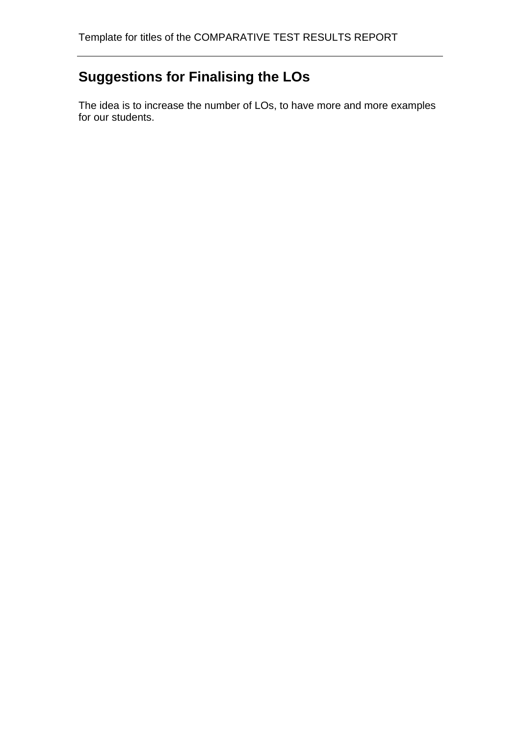## Suggestions for Finalising the LOs

The idea is to increase the number of LOs, to have more and more examples for our students.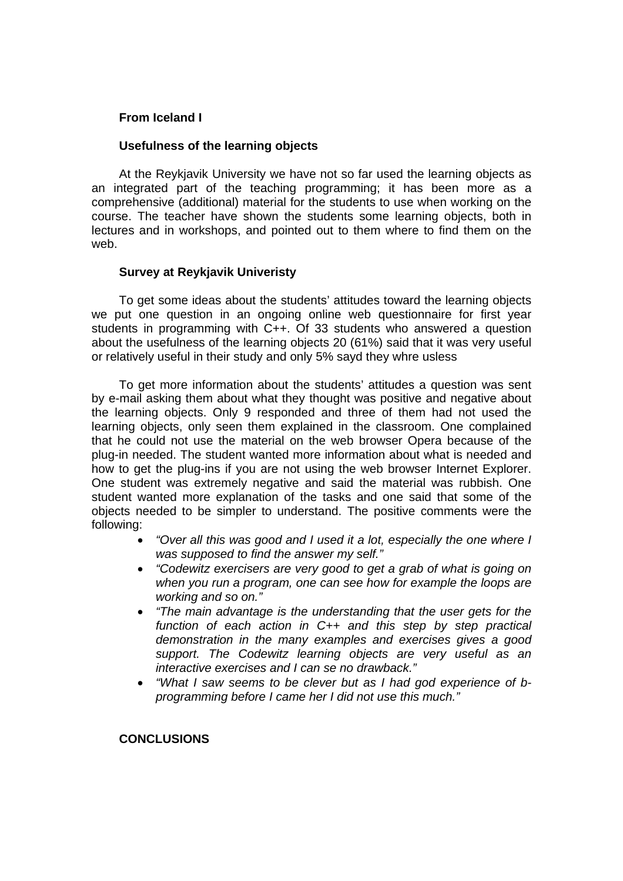**From Iceland I**

**Usefulness of the learning objects**

At the Reykjavik University we have not so far used the learning objects as an integrated part of the teaching programming; it has been more as a comprehensive (additional) material for the students to use when working on the course. The teacher have shown the students some learning objects, both in lectures and in workshops, and pointed out to them where to find them on the web.

**Survey at Reykjavik Univeristy**

To get some ideas about the students' attitudes toward the learning objects we put one question in an ongoing online web questionnaire for first year students in programming with C++. Of 33 students who answered a question about the usefulness of the learning objects 20 (61%) said that it was very useful or relatively useful in their study and only 5% sayd they whre usless

To get more information about the students' attitudes a question was sent by e-mail asking them about what they thought was positive and negative about the learning objects. Only 9 responded and three of them had not used the learning objects, only seen them explained in the classroom. One complained that he could not use the material on the web browser Opera because of the plug-in needed. The student wanted more information about what is needed and how to get the plug-ins if you are not using the web browser Internet Explorer. One student was extremely negative and said the material was rubbish. One student wanted more explanation of the tasks and one said that some of the objects needed to be simpler to understand. The positive comments were the following:

- *"Over all this was good and I used it a lot, especially the one where I was supposed to find the answer my self."*
- *"Codewitz exercisers are very good to get a grab of what is going on when you run a program, one can see how for example the loops are working and so on."*
- *"The main advantage is the understanding that the user gets for the function of each action in C++ and this step by step practical demonstration in the many examples and exercises gives a good support. The Codewitz learning objects are very useful as an interactive exercises and I can se no drawback."*
- *"What I saw seems to be clever but as I had god experience of b-programming before I came her I did not use this much."*

**CONCLUSIONS**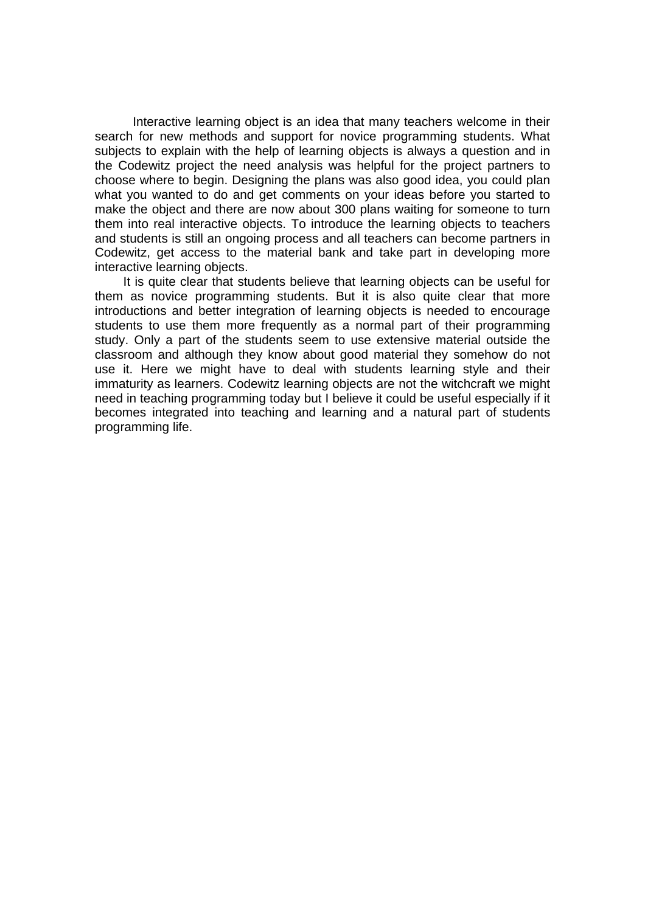Interactive learning object is an idea that many teachers welcome in their search for new methods and support for novice programming students. What subjects to explain with the help of learning objects is always a question and in the Codewitz project the need analysis was helpful for the project partners to choose where to begin. Designing the plans was also good idea, you could plan what you wanted to do and get comments on your ideas before you started to make the object and there are now about 300 plans waiting for someone to turn them into real interactive objects. To introduce the learning objects to teachers and students is still an ongoing process and all teachers can become partners in Codewitz, get access to the material bank and take part in developing more interactive learning objects.

It is quite clear that students believe that learning objects can be useful for them as novice programming students. But it is also quite clear that more introductions and better integration of learning objects is needed to encourage students to use them more frequently as a normal part of their programming study. Only a part of the students seem to use extensive material outside the classroom and although they know about good material they somehow do not use it. Here we might have to deal with students learning style and their immaturity as learners. Codewitz learning objects are not the witchcraft we might need in teaching programming today but I believe it could be useful especially if it becomes integrated into teaching and learning and a natural part of students programming life.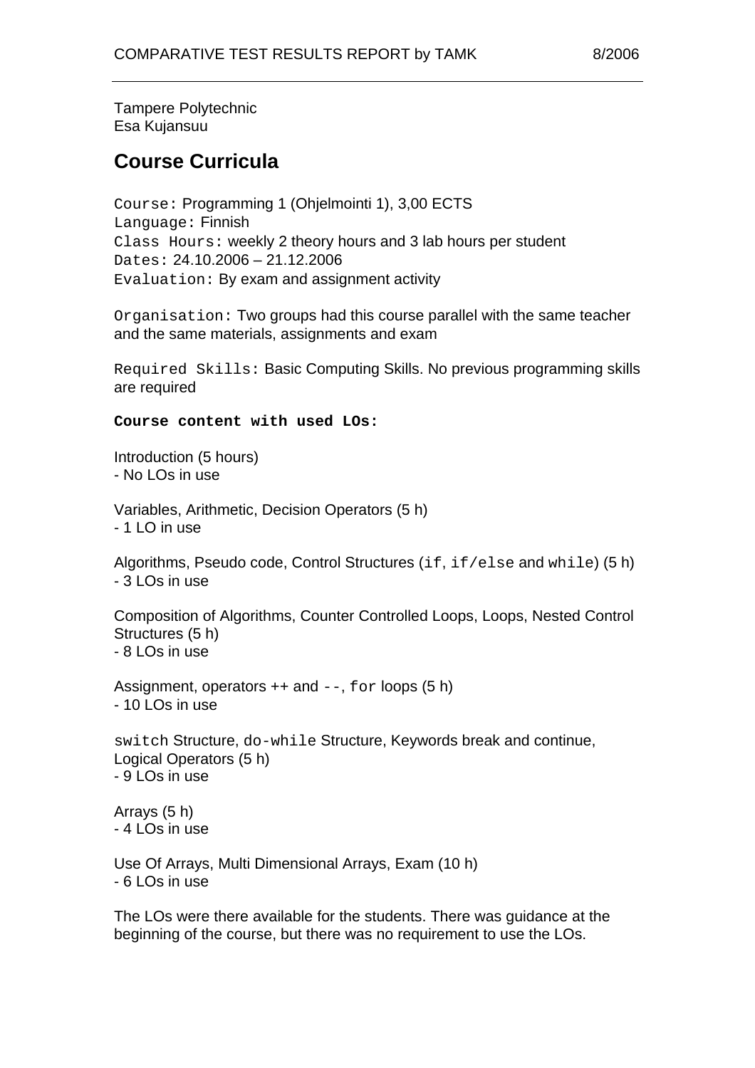Tampere Polytechnic
Esa Kujansuu

## Course Curricula

`Course:` Programming 1 (Ohjelmointi 1), 3,00 ECTS
`Language:` Finnish
`Class Hours:` weekly 2 theory hours and 3 lab hours per student
`Dates:` 24.10.2006 – 21.12.2006
`Evaluation:` By exam and assignment activity

`Organisation:` Two groups had this course parallel with the same teacher and the same materials, assignments and exam

`Required Skills:` Basic Computing Skills. No previous programming skills are required

**Course content with used LOs:**

Introduction (5 hours)
- No LOs in use

Variables, Arithmetic, Decision Operators (5 h)
- 1 LO in use

Algorithms, Pseudo code, Control Structures (`if`, `if/else` and `while`) (5 h)
- 3 LOs in use

Composition of Algorithms, Counter Controlled Loops, Loops, Nested Control Structures (5 h)
- 8 LOs in use

Assignment, operators ++ and `--`, `for` loops (5 h)
- 10 LOs in use

`switch` Structure, `do-while` Structure, Keywords break and continue, Logical Operators (5 h)
- 9 LOs in use

Arrays (5 h)
- 4 LOs in use

Use Of Arrays, Multi Dimensional Arrays, Exam (10 h)
- 6 LOs in use

The LOs were there available for the students. There was guidance at the beginning of the course, but there was no requirement to use the LOs.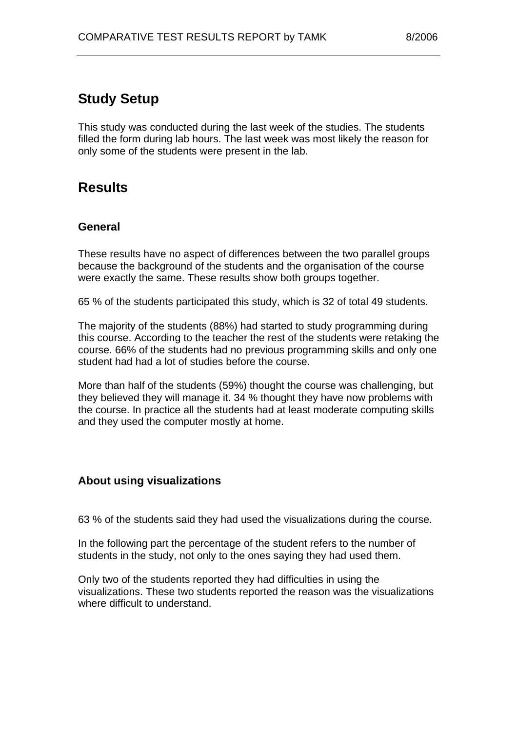## Study Setup

This study was conducted during the last week of the studies. The students filled the form during lab hours. The last week was most likely the reason for only some of the students were present in the lab.

## Results

### General

These results have no aspect of differences between the two parallel groups because the background of the students and the organisation of the course were exactly the same. These results show both groups together.

65 % of the students participated this study, which is 32 of total 49 students.

The majority of the students (88%) had started to study programming during this course. According to the teacher the rest of the students were retaking the course. 66% of the students had no previous programming skills and only one student had had a lot of studies before the course.

More than half of the students (59%) thought the course was challenging, but they believed they will manage it. 34 % thought they have now problems with the course. In practice all the students had at least moderate computing skills and they used the computer mostly at home.

### About using visualizations

63 % of the students said they had used the visualizations during the course.

In the following part the percentage of the student refers to the number of students in the study, not only to the ones saying they had used them.

Only two of the students reported they had difficulties in using the visualizations. These two students reported the reason was the visualizations where difficult to understand.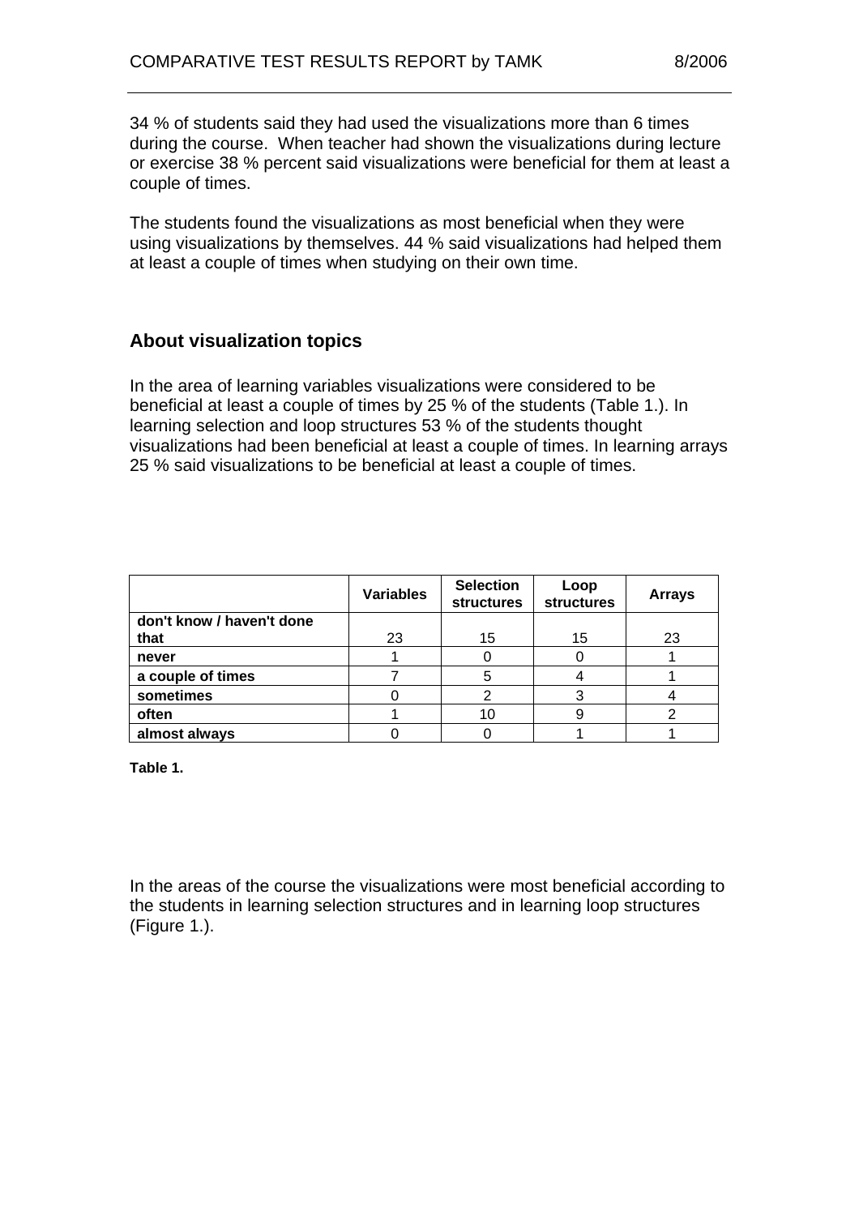34 % of students said they had used the visualizations more than 6 times during the course. When teacher had shown the visualizations during lecture or exercise 38 % percent said visualizations were beneficial for them at least a couple of times.

The students found the visualizations as most beneficial when they were using visualizations by themselves. 44 % said visualizations had helped them at least a couple of times when studying on their own time.

## About visualization topics

In the area of learning variables visualizations were considered to be beneficial at least a couple of times by 25 % of the students (Table 1.). In learning selection and loop structures 53 % of the students thought visualizations had been beneficial at least a couple of times. In learning arrays 25 % said visualizations to be beneficial at least a couple of times.

| | Variables | Selection structures | Loop structures | Arrays |
|---|---|---|---|---|
| **don't know / haven't done that** | 23 | 15 | 15 | 23 |
| **never** | 1 | 0 | 0 | 1 |
| **a couple of times** | 7 | 5 | 4 | 1 |
| **sometimes** | 0 | 2 | 3 | 4 |
| **often** | 1 | 10 | 9 | 2 |
| **almost always** | 0 | 0 | 1 | 1 |

**Table 1.**

In the areas of the course the visualizations were most beneficial according to the students in learning selection structures and in learning loop structures (Figure 1.).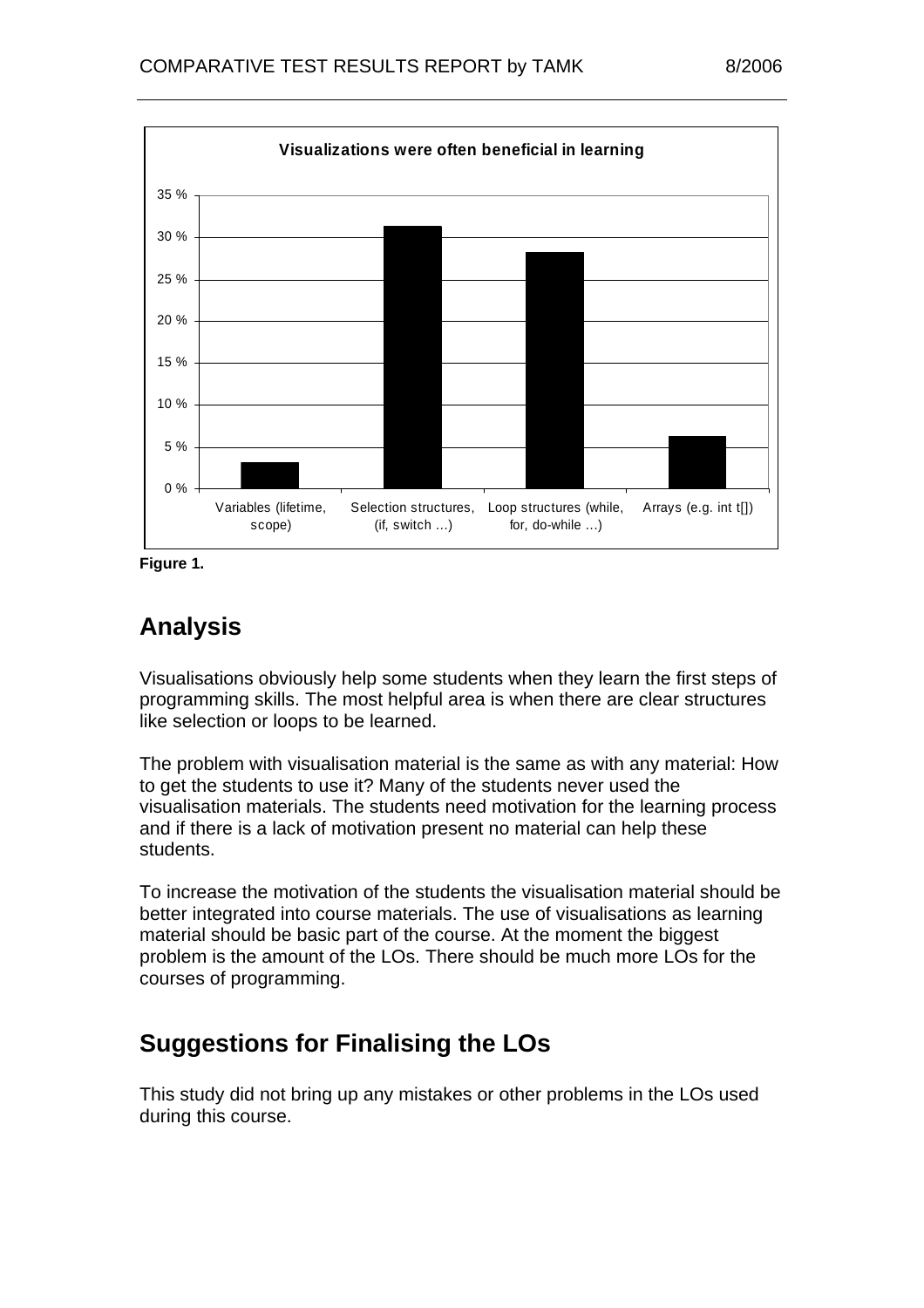**Visualizations were often beneficial in learning**

| Category | Percentage |
|---|---|
| Variables (lifetime, scope) | ~3 % |
| Selection structures, (if, switch …) | ~31 % |
| Loop structures (while, for, do-while …) | ~28 % |
| Arrays (e.g. int t[]) | ~6 % |

**Figure 1.**

## Analysis

Visualisations obviously help some students when they learn the first steps of programming skills. The most helpful area is when there are clear structures like selection or loops to be learned.

The problem with visualisation material is the same as with any material: How to get the students to use it? Many of the students never used the visualisation materials. The students need motivation for the learning process and if there is a lack of motivation present no material can help these students.

To increase the motivation of the students the visualisation material should be better integrated into course materials. The use of visualisations as learning material should be basic part of the course. At the moment the biggest problem is the amount of the LOs. There should be much more LOs for the courses of programming.

## Suggestions for Finalising the LOs

This study did not bring up any mistakes or other problems in the LOs used during this course.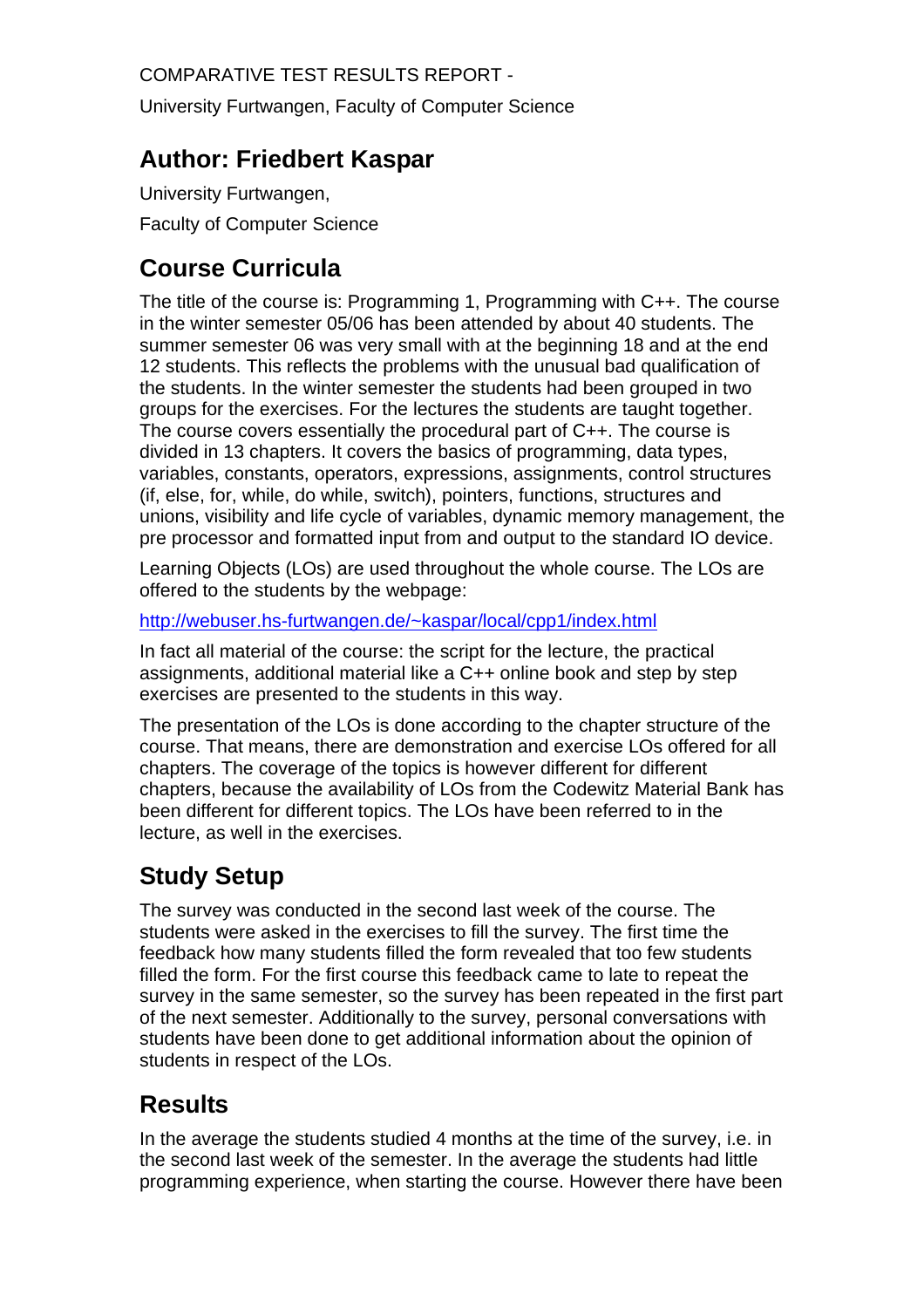COMPARATIVE TEST RESULTS REPORT -

University Furtwangen, Faculty of Computer Science

## Author: Friedbert Kaspar

University Furtwangen,

Faculty of Computer Science

## Course Curricula

The title of the course is: Programming 1, Programming with C++. The course in the winter semester 05/06 has been attended by about 40 students. The summer semester 06 was very small with at the beginning 18 and at the end 12 students. This reflects the problems with the unusual bad qualification of the students. In the winter semester the students had been grouped in two groups for the exercises. For the lectures the students are taught together. The course covers essentially the procedural part of C++. The course is divided in 13 chapters. It covers the basics of programming, data types, variables, constants, operators, expressions, assignments, control structures (if, else, for, while, do while, switch), pointers, functions, structures and unions, visibility and life cycle of variables, dynamic memory management, the pre processor and formatted input from and output to the standard IO device.

Learning Objects (LOs) are used throughout the whole course. The LOs are offered to the students by the webpage:

http://webuser.hs-furtwangen.de/~kaspar/local/cpp1/index.html

In fact all material of the course: the script for the lecture, the practical assignments, additional material like a C++ online book and step by step exercises are presented to the students in this way.

The presentation of the LOs is done according to the chapter structure of the course. That means, there are demonstration and exercise LOs offered for all chapters. The coverage of the topics is however different for different chapters, because the availability of LOs from the Codewitz Material Bank has been different for different topics. The LOs have been referred to in the lecture, as well in the exercises.

## Study Setup

The survey was conducted in the second last week of the course. The students were asked in the exercises to fill the survey. The first time the feedback how many students filled the form revealed that too few students filled the form. For the first course this feedback came to late to repeat the survey in the same semester, so the survey has been repeated in the first part of the next semester. Additionally to the survey, personal conversations with students have been done to get additional information about the opinion of students in respect of the LOs.

## Results

In the average the students studied 4 months at the time of the survey, i.e. in the second last week of the semester. In the average the students had little programming experience, when starting the course. However there have been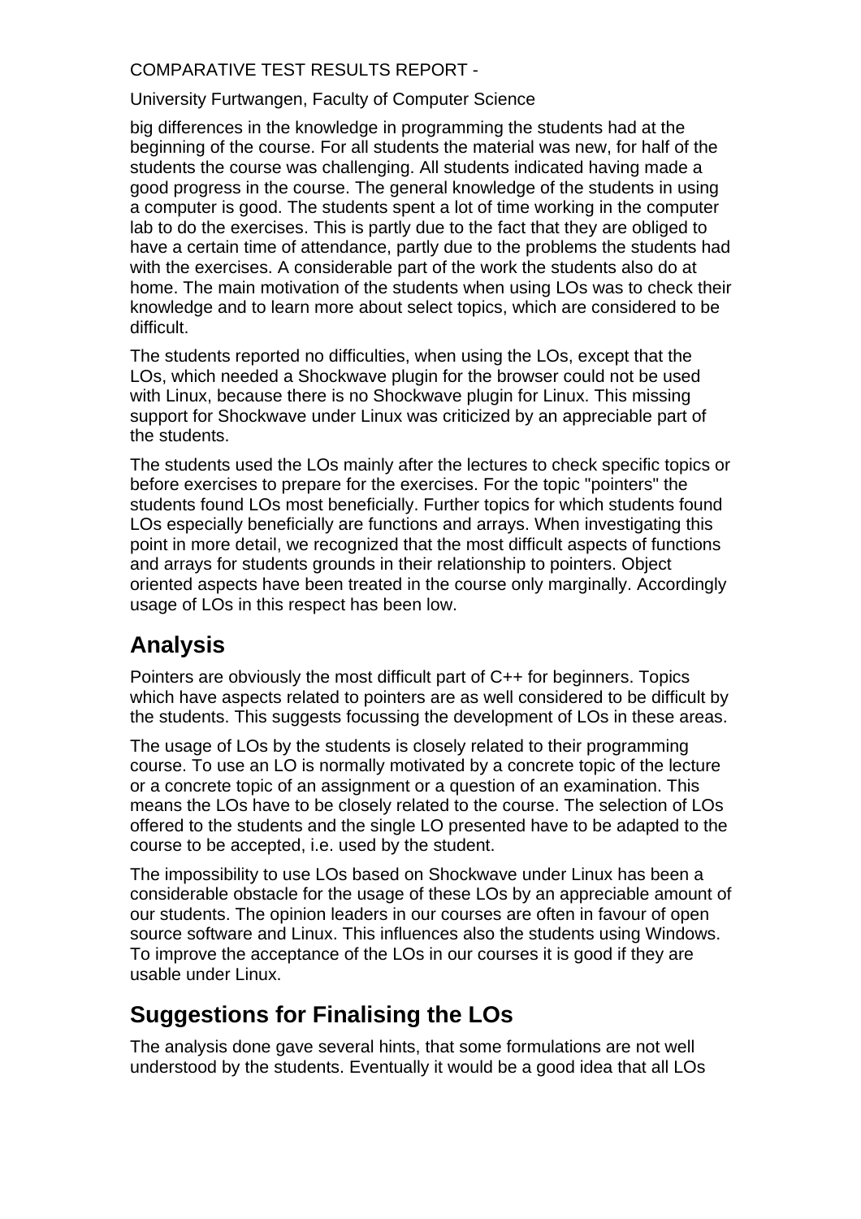big differences in the knowledge in programming the students had at the beginning of the course. For all students the material was new, for half of the students the course was challenging. All students indicated having made a good progress in the course. The general knowledge of the students in using a computer is good. The students spent a lot of time working in the computer lab to do the exercises. This is partly due to the fact that they are obliged to have a certain time of attendance, partly due to the problems the students had with the exercises. A considerable part of the work the students also do at home. The main motivation of the students when using LOs was to check their knowledge and to learn more about select topics, which are considered to be difficult.

The students reported no difficulties, when using the LOs, except that the LOs, which needed a Shockwave plugin for the browser could not be used with Linux, because there is no Shockwave plugin for Linux. This missing support for Shockwave under Linux was criticized by an appreciable part of the students.

The students used the LOs mainly after the lectures to check specific topics or before exercises to prepare for the exercises. For the topic "pointers" the students found LOs most beneficially. Further topics for which students found LOs especially beneficially are functions and arrays. When investigating this point in more detail, we recognized that the most difficult aspects of functions and arrays for students grounds in their relationship to pointers. Object oriented aspects have been treated in the course only marginally. Accordingly usage of LOs in this respect has been low.

## Analysis

Pointers are obviously the most difficult part of C++ for beginners. Topics which have aspects related to pointers are as well considered to be difficult by the students. This suggests focussing the development of LOs in these areas.

The usage of LOs by the students is closely related to their programming course. To use an LO is normally motivated by a concrete topic of the lecture or a concrete topic of an assignment or a question of an examination. This means the LOs have to be closely related to the course. The selection of LOs offered to the students and the single LO presented have to be adapted to the course to be accepted, i.e. used by the student.

The impossibility to use LOs based on Shockwave under Linux has been a considerable obstacle for the usage of these LOs by an appreciable amount of our students. The opinion leaders in our courses are often in favour of open source software and Linux. This influences also the students using Windows. To improve the acceptance of the LOs in our courses it is good if they are usable under Linux.

## Suggestions for Finalising the LOs

The analysis done gave several hints, that some formulations are not well understood by the students. Eventually it would be a good idea that all LOs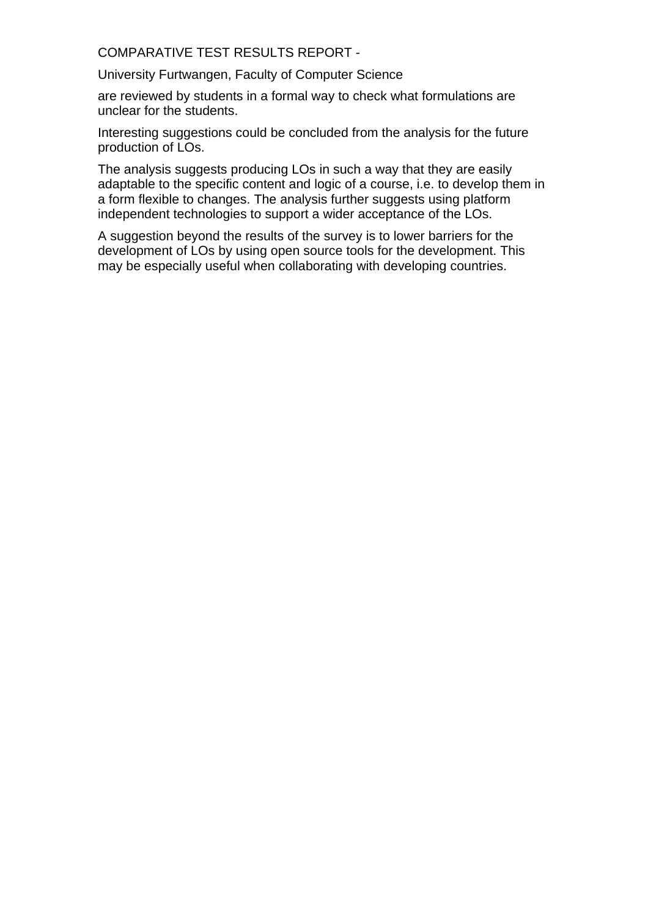are reviewed by students in a formal way to check what formulations are unclear for the students.

Interesting suggestions could be concluded from the analysis for the future production of LOs.

The analysis suggests producing LOs in such a way that they are easily adaptable to the specific content and logic of a course, i.e. to develop them in a form flexible to changes. The analysis further suggests using platform independent technologies to support a wider acceptance of the LOs.

A suggestion beyond the results of the survey is to lower barriers for the development of LOs by using open source tools for the development. This may be especially useful when collaborating with developing countries.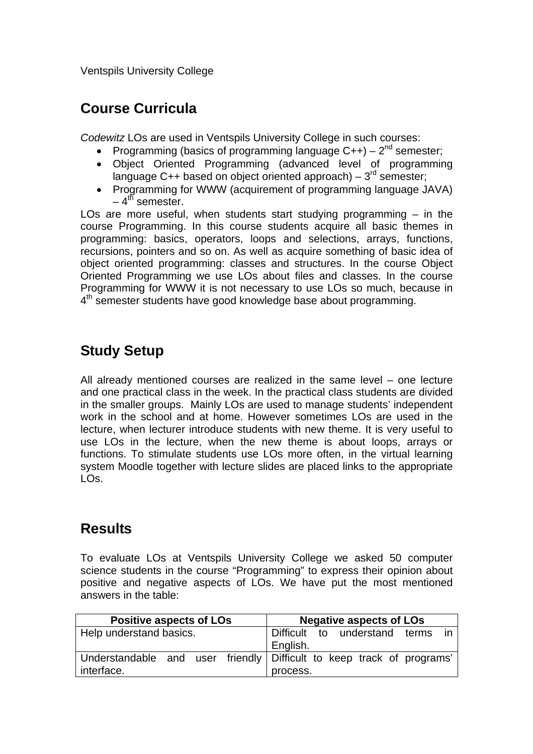Ventspils University College

## Course Curricula

*Codewitz* LOs are used in Ventspils University College in such courses:

- Programming (basics of programming language C++) – 2nd semester;
- Object Oriented Programming (advanced level of programming language C++ based on object oriented approach) – 3rd semester;
- Programming for WWW (acquirement of programming language JAVA) – 4th semester.

LOs are more useful, when students start studying programming – in the course Programming. In this course students acquire all basic themes in programming: basics, operators, loops and selections, arrays, functions, recursions, pointers and so on. As well as acquire something of basic idea of object oriented programming: classes and structures. In the course Object Oriented Programming we use LOs about files and classes. In the course Programming for WWW it is not necessary to use LOs so much, because in 4th semester students have good knowledge base about programming.

## Study Setup

All already mentioned courses are realized in the same level – one lecture and one practical class in the week. In the practical class students are divided in the smaller groups. Mainly LOs are used to manage students' independent work in the school and at home. However sometimes LOs are used in the lecture, when lecturer introduce students with new theme. It is very useful to use LOs in the lecture, when the new theme is about loops, arrays or functions. To stimulate students use LOs more often, in the virtual learning system Moodle together with lecture slides are placed links to the appropriate LOs.

## Results

To evaluate LOs at Ventspils University College we asked 50 computer science students in the course "Programming" to express their opinion about positive and negative aspects of LOs. We have put the most mentioned answers in the table:

| Positive aspects of LOs | Negative aspects of LOs |
|---|---|
| Help understand basics. | Difficult to understand terms in English. |
| Understandable and user friendly interface. | Difficult to keep track of programs' process. |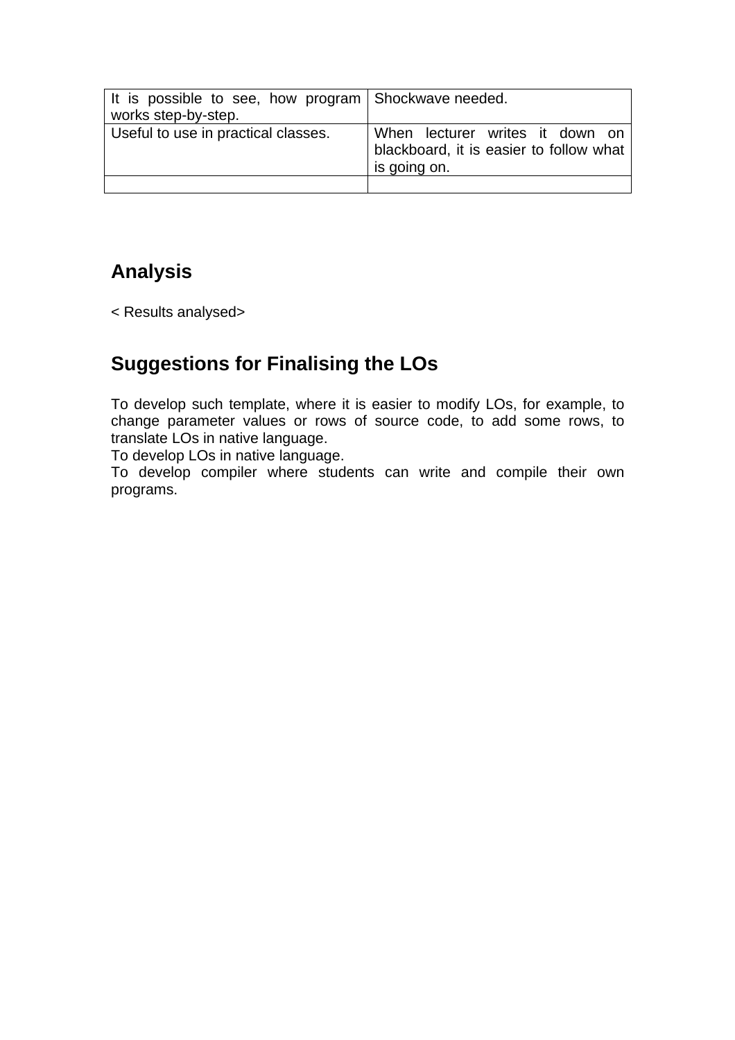| | |
|---|---|
| It is possible to see, how program works step-by-step. | Shockwave needed. |
| Useful to use in practical classes. | When lecturer writes it down on blackboard, it is easier to follow what is going on. |
| | |

## Analysis

< Results analysed>

## Suggestions for Finalising the LOs

To develop such template, where it is easier to modify LOs, for example, to change parameter values or rows of source code, to add some rows, to translate LOs in native language.
To develop LOs in native language.
To develop compiler where students can write and compile their own programs.